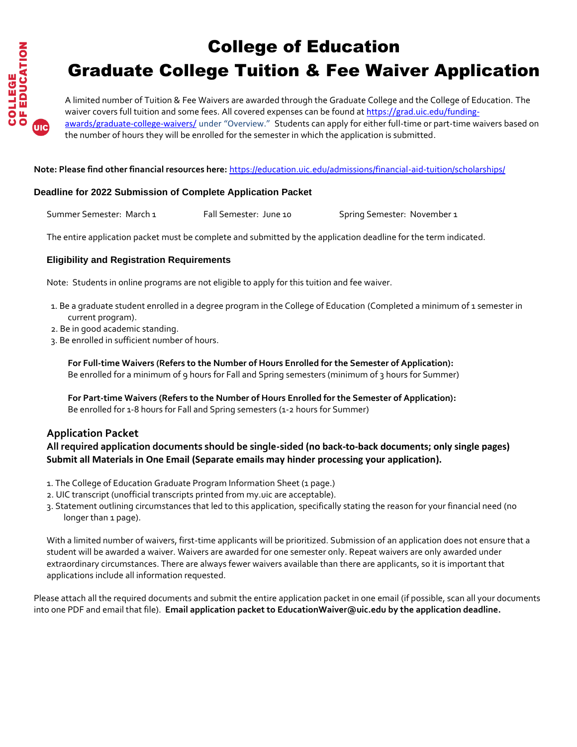# College of Education

# Graduate College Tuition & Fee Waiver Application

A limited number of Tuition & Fee Waivers are awarded through the Graduate College and the College of Education. The waiver covers full tuition and some fees. All covered expenses can be found at [https://grad.uic.edu/funding-awards/graduate-college-waivers/](https://grad.uic.edu/funding-awards/graduate-college-waivers/) under "Overview." Students can apply for either full-time or part-time waivers based on the number of hours they will be enrolled for the semester in which the application is submitted.

**Note: Please find other financial resources here:** [https://education.uic.edu/admissions/financial-aid-tuition/scholarships/](https://education.uic.edu/admissions/financial-aid-tuition/scholarships/)

### Deadline for 2022 Submission of Complete Application Packet

Summer Semester: March 1    Fall Semester: June 10    Spring Semester: November 1

The entire application packet must be complete and submitted by the application deadline for the term indicated.

### Eligibility and Registration Requirements

Note: Students in online programs are not eligible to apply for this tuition and fee waiver.

1. Be a graduate student enrolled in a degree program in the College of Education (Completed a minimum of 1 semester in current program).
2. Be in good academic standing.
3. Be enrolled in sufficient number of hours.

**For Full-time Waivers (Refers to the Number of Hours Enrolled for the Semester of Application):**
Be enrolled for a minimum of 9 hours for Fall and Spring semesters (minimum of 3 hours for Summer)

**For Part-time Waivers (Refers to the Number of Hours Enrolled for the Semester of Application):**
Be enrolled for 1-8 hours for Fall and Spring semesters (1-2 hours for Summer)

### Application Packet

**All required application documents should be single-sided (no back-to-back documents; only single pages)**
**Submit all Materials in One Email (Separate emails may hinder processing your application).**

1. The College of Education Graduate Program Information Sheet (1 page.)
2. UIC transcript (unofficial transcripts printed from my.uic are acceptable).
3. Statement outlining circumstances that led to this application, specifically stating the reason for your financial need (no longer than 1 page).

With a limited number of waivers, first-time applicants will be prioritized. Submission of an application does not ensure that a student will be awarded a waiver. Waivers are awarded for one semester only. Repeat waivers are only awarded under extraordinary circumstances. There are always fewer waivers available than there are applicants, so it is important that applications include all information requested.

Please attach all the required documents and submit the entire application packet in one email (if possible, scan all your documents into one PDF and email that file). **Email application packet to EducationWaiver@uic.edu by the application deadline.**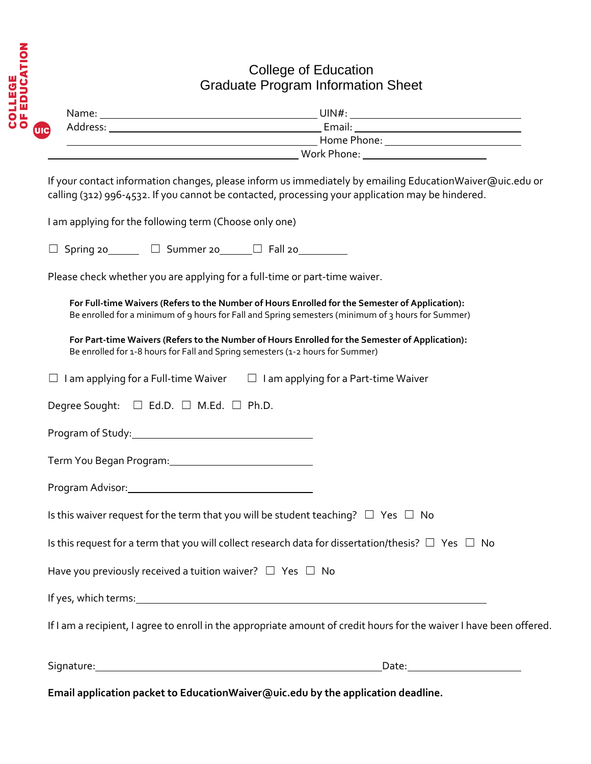# College of Education
## Graduate Program Information Sheet

Name: ______________________________ UIN#: ______________________________

Address: ______________________________ Email: ______________________________

______________________________ Home Phone: ______________________________

______________________________ Work Phone: ______________________________

If your contact information changes, please inform us immediately by emailing EducationWaiver@uic.edu or calling (312) 996-4532. If you cannot be contacted, processing your application may be hindered.

I am applying for the following term (Choose only one)

☐ Spring 20_____ ☐ Summer 20_____ ☐ Fall 20_______

Please check whether you are applying for a full-time or part-time waiver.

**For Full-time Waivers (Refers to the Number of Hours Enrolled for the Semester of Application):**
Be enrolled for a minimum of 9 hours for Fall and Spring semesters (minimum of 3 hours for Summer)

**For Part-time Waivers (Refers to the Number of Hours Enrolled for the Semester of Application):**
Be enrolled for 1-8 hours for Fall and Spring semesters (1-2 hours for Summer)

☐ I am applying for a Full-time Waiver ☐ I am applying for a Part-time Waiver

Degree Sought: ☐ Ed.D. ☐ M.Ed. ☐ Ph.D.

Program of Study: ______________________________

Term You Began Program: ______________________________

Program Advisor: ______________________________

Is this waiver request for the term that you will be student teaching? ☐ Yes ☐ No

Is this request for a term that you will collect research data for dissertation/thesis? ☐ Yes ☐ No

Have you previously received a tuition waiver? ☐ Yes ☐ No

If yes, which terms: ______________________________

If I am a recipient, I agree to enroll in the appropriate amount of credit hours for the waiver I have been offered.

Signature: ______________________________ Date: ______________________________

**Email application packet to EducationWaiver@uic.edu by the application deadline.**